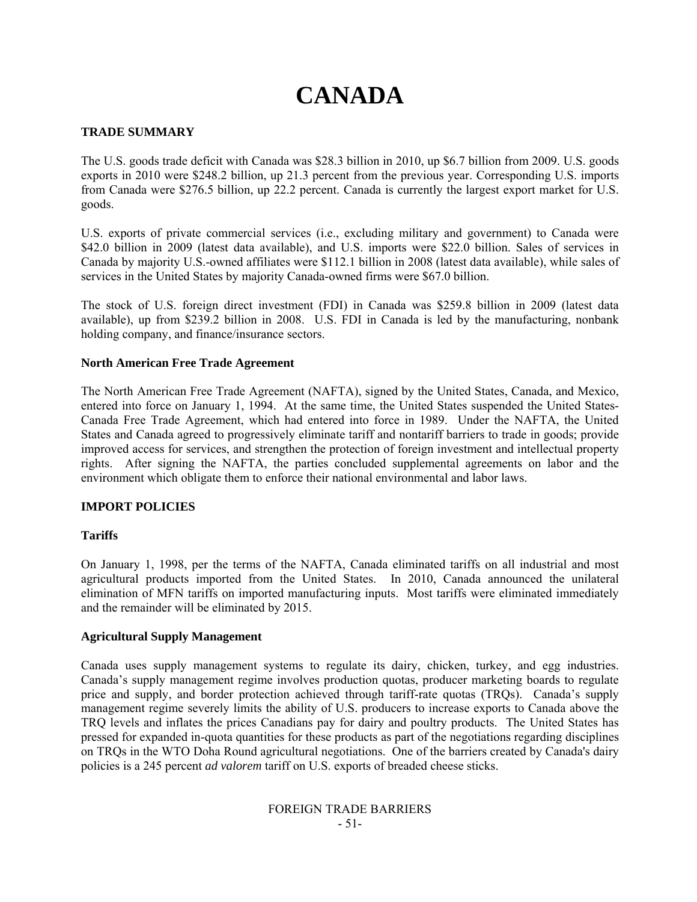# CANADA

## TRADE SUMMARY

The U.S. goods trade deficit with Canada was $28.3 billion in 2010, up $6.7 billion from 2009. U.S. goods exports in 2010 were $248.2 billion, up 21.3 percent from the previous year. Corresponding U.S. imports from Canada were $276.5 billion, up 22.2 percent. Canada is currently the largest export market for U.S. goods.

U.S. exports of private commercial services (i.e., excluding military and government) to Canada were $42.0 billion in 2009 (latest data available), and U.S. imports were $22.0 billion. Sales of services in Canada by majority U.S.-owned affiliates were $112.1 billion in 2008 (latest data available), while sales of services in the United States by majority Canada-owned firms were $67.0 billion.

The stock of U.S. foreign direct investment (FDI) in Canada was $259.8 billion in 2009 (latest data available), up from $239.2 billion in 2008. U.S. FDI in Canada is led by the manufacturing, nonbank holding company, and finance/insurance sectors.

### North American Free Trade Agreement

The North American Free Trade Agreement (NAFTA), signed by the United States, Canada, and Mexico, entered into force on January 1, 1994. At the same time, the United States suspended the United States-Canada Free Trade Agreement, which had entered into force in 1989. Under the NAFTA, the United States and Canada agreed to progressively eliminate tariff and nontariff barriers to trade in goods; provide improved access for services, and strengthen the protection of foreign investment and intellectual property rights. After signing the NAFTA, the parties concluded supplemental agreements on labor and the environment which obligate them to enforce their national environmental and labor laws.

## IMPORT POLICIES

### Tariffs

On January 1, 1998, per the terms of the NAFTA, Canada eliminated tariffs on all industrial and most agricultural products imported from the United States. In 2010, Canada announced the unilateral elimination of MFN tariffs on imported manufacturing inputs. Most tariffs were eliminated immediately and the remainder will be eliminated by 2015.

### Agricultural Supply Management

Canada uses supply management systems to regulate its dairy, chicken, turkey, and egg industries. Canada's supply management regime involves production quotas, producer marketing boards to regulate price and supply, and border protection achieved through tariff-rate quotas (TRQs). Canada's supply management regime severely limits the ability of U.S. producers to increase exports to Canada above the TRQ levels and inflates the prices Canadians pay for dairy and poultry products. The United States has pressed for expanded in-quota quantities for these products as part of the negotiations regarding disciplines on TRQs in the WTO Doha Round agricultural negotiations. One of the barriers created by Canada's dairy policies is a 245 percent *ad valorem* tariff on U.S. exports of breaded cheese sticks.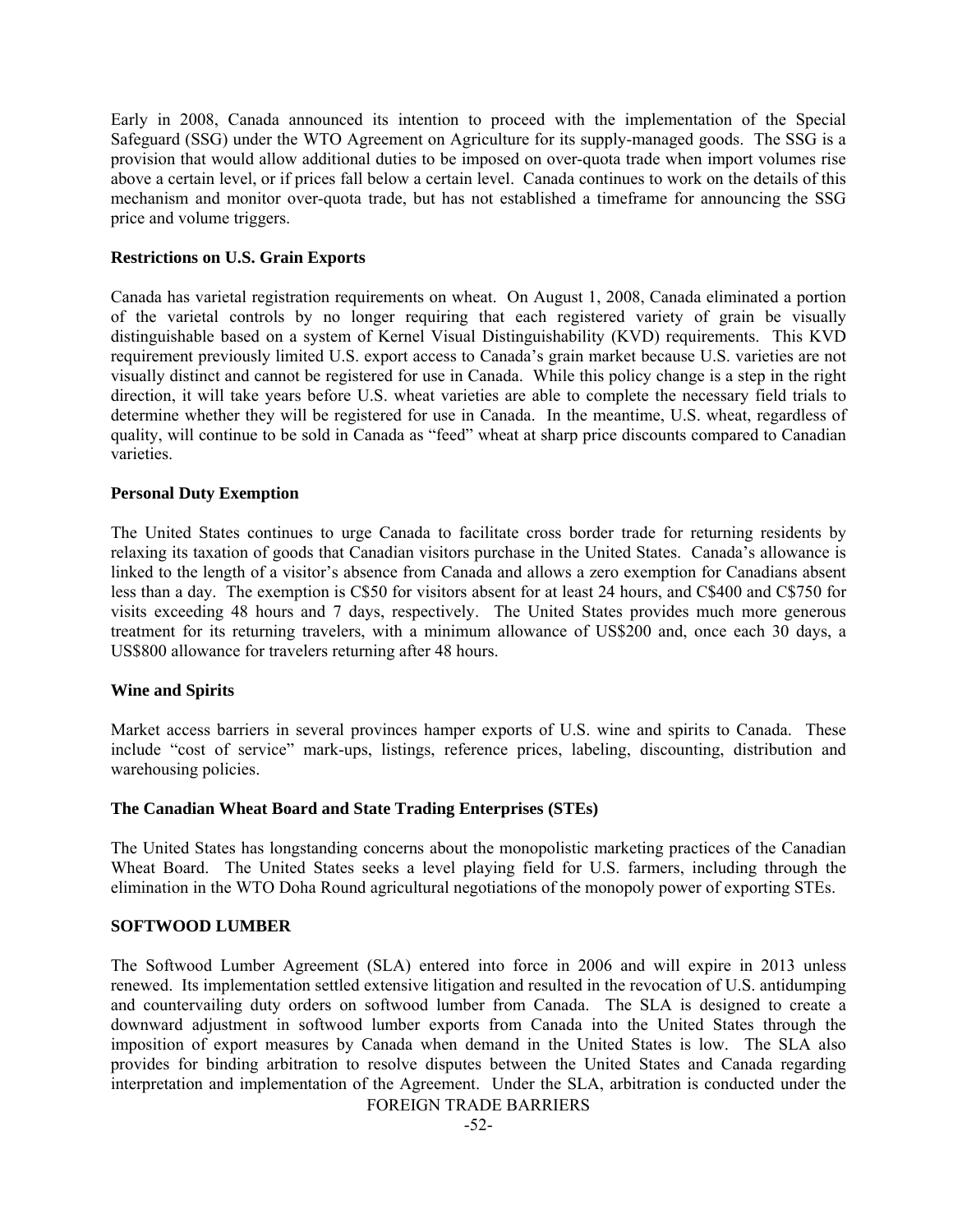Early in 2008, Canada announced its intention to proceed with the implementation of the Special Safeguard (SSG) under the WTO Agreement on Agriculture for its supply-managed goods. The SSG is a provision that would allow additional duties to be imposed on over-quota trade when import volumes rise above a certain level, or if prices fall below a certain level. Canada continues to work on the details of this mechanism and monitor over-quota trade, but has not established a timeframe for announcing the SSG price and volume triggers.

**Restrictions on U.S. Grain Exports**

Canada has varietal registration requirements on wheat. On August 1, 2008, Canada eliminated a portion of the varietal controls by no longer requiring that each registered variety of grain be visually distinguishable based on a system of Kernel Visual Distinguishability (KVD) requirements. This KVD requirement previously limited U.S. export access to Canada's grain market because U.S. varieties are not visually distinct and cannot be registered for use in Canada. While this policy change is a step in the right direction, it will take years before U.S. wheat varieties are able to complete the necessary field trials to determine whether they will be registered for use in Canada. In the meantime, U.S. wheat, regardless of quality, will continue to be sold in Canada as "feed" wheat at sharp price discounts compared to Canadian varieties.

**Personal Duty Exemption**

The United States continues to urge Canada to facilitate cross border trade for returning residents by relaxing its taxation of goods that Canadian visitors purchase in the United States. Canada's allowance is linked to the length of a visitor's absence from Canada and allows a zero exemption for Canadians absent less than a day. The exemption is C$50 for visitors absent for at least 24 hours, and C$400 and C$750 for visits exceeding 48 hours and 7 days, respectively. The United States provides much more generous treatment for its returning travelers, with a minimum allowance of US$200 and, once each 30 days, a US$800 allowance for travelers returning after 48 hours.

**Wine and Spirits**

Market access barriers in several provinces hamper exports of U.S. wine and spirits to Canada. These include "cost of service" mark-ups, listings, reference prices, labeling, discounting, distribution and warehousing policies.

**The Canadian Wheat Board and State Trading Enterprises (STEs)**

The United States has longstanding concerns about the monopolistic marketing practices of the Canadian Wheat Board. The United States seeks a level playing field for U.S. farmers, including through the elimination in the WTO Doha Round agricultural negotiations of the monopoly power of exporting STEs.

**SOFTWOOD LUMBER**

The Softwood Lumber Agreement (SLA) entered into force in 2006 and will expire in 2013 unless renewed. Its implementation settled extensive litigation and resulted in the revocation of U.S. antidumping and countervailing duty orders on softwood lumber from Canada. The SLA is designed to create a downward adjustment in softwood lumber exports from Canada into the United States through the imposition of export measures by Canada when demand in the United States is low. The SLA also provides for binding arbitration to resolve disputes between the United States and Canada regarding interpretation and implementation of the Agreement. Under the SLA, arbitration is conducted under the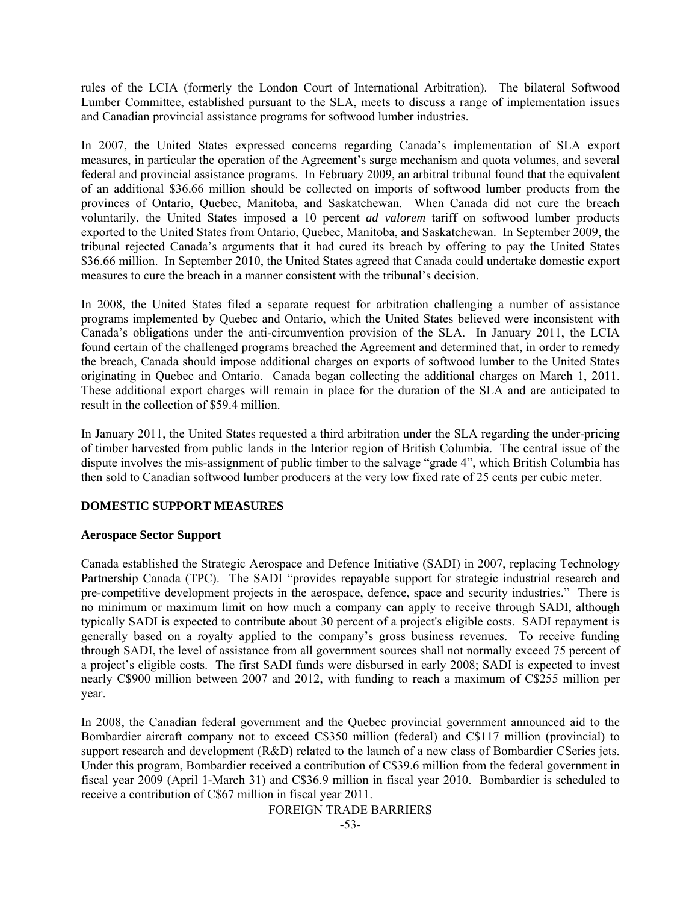rules of the LCIA (formerly the London Court of International Arbitration). The bilateral Softwood Lumber Committee, established pursuant to the SLA, meets to discuss a range of implementation issues and Canadian provincial assistance programs for softwood lumber industries.

In 2007, the United States expressed concerns regarding Canada's implementation of SLA export measures, in particular the operation of the Agreement's surge mechanism and quota volumes, and several federal and provincial assistance programs. In February 2009, an arbitral tribunal found that the equivalent of an additional $36.66 million should be collected on imports of softwood lumber products from the provinces of Ontario, Quebec, Manitoba, and Saskatchewan. When Canada did not cure the breach voluntarily, the United States imposed a 10 percent *ad valorem* tariff on softwood lumber products exported to the United States from Ontario, Quebec, Manitoba, and Saskatchewan. In September 2009, the tribunal rejected Canada's arguments that it had cured its breach by offering to pay the United States $36.66 million. In September 2010, the United States agreed that Canada could undertake domestic export measures to cure the breach in a manner consistent with the tribunal's decision.

In 2008, the United States filed a separate request for arbitration challenging a number of assistance programs implemented by Quebec and Ontario, which the United States believed were inconsistent with Canada's obligations under the anti-circumvention provision of the SLA. In January 2011, the LCIA found certain of the challenged programs breached the Agreement and determined that, in order to remedy the breach, Canada should impose additional charges on exports of softwood lumber to the United States originating in Quebec and Ontario. Canada began collecting the additional charges on March 1, 2011. These additional export charges will remain in place for the duration of the SLA and are anticipated to result in the collection of $59.4 million.

In January 2011, the United States requested a third arbitration under the SLA regarding the under-pricing of timber harvested from public lands in the Interior region of British Columbia. The central issue of the dispute involves the mis-assignment of public timber to the salvage "grade 4", which British Columbia has then sold to Canadian softwood lumber producers at the very low fixed rate of 25 cents per cubic meter.

## DOMESTIC SUPPORT MEASURES

### Aerospace Sector Support

Canada established the Strategic Aerospace and Defence Initiative (SADI) in 2007, replacing Technology Partnership Canada (TPC). The SADI "provides repayable support for strategic industrial research and pre-competitive development projects in the aerospace, defence, space and security industries." There is no minimum or maximum limit on how much a company can apply to receive through SADI, although typically SADI is expected to contribute about 30 percent of a project's eligible costs. SADI repayment is generally based on a royalty applied to the company's gross business revenues. To receive funding through SADI, the level of assistance from all government sources shall not normally exceed 75 percent of a project's eligible costs. The first SADI funds were disbursed in early 2008; SADI is expected to invest nearly C$900 million between 2007 and 2012, with funding to reach a maximum of C$255 million per year.

In 2008, the Canadian federal government and the Quebec provincial government announced aid to the Bombardier aircraft company not to exceed C$350 million (federal) and C$117 million (provincial) to support research and development (R&D) related to the launch of a new class of Bombardier CSeries jets. Under this program, Bombardier received a contribution of C$39.6 million from the federal government in fiscal year 2009 (April 1-March 31) and C$36.9 million in fiscal year 2010. Bombardier is scheduled to receive a contribution of C$67 million in fiscal year 2011.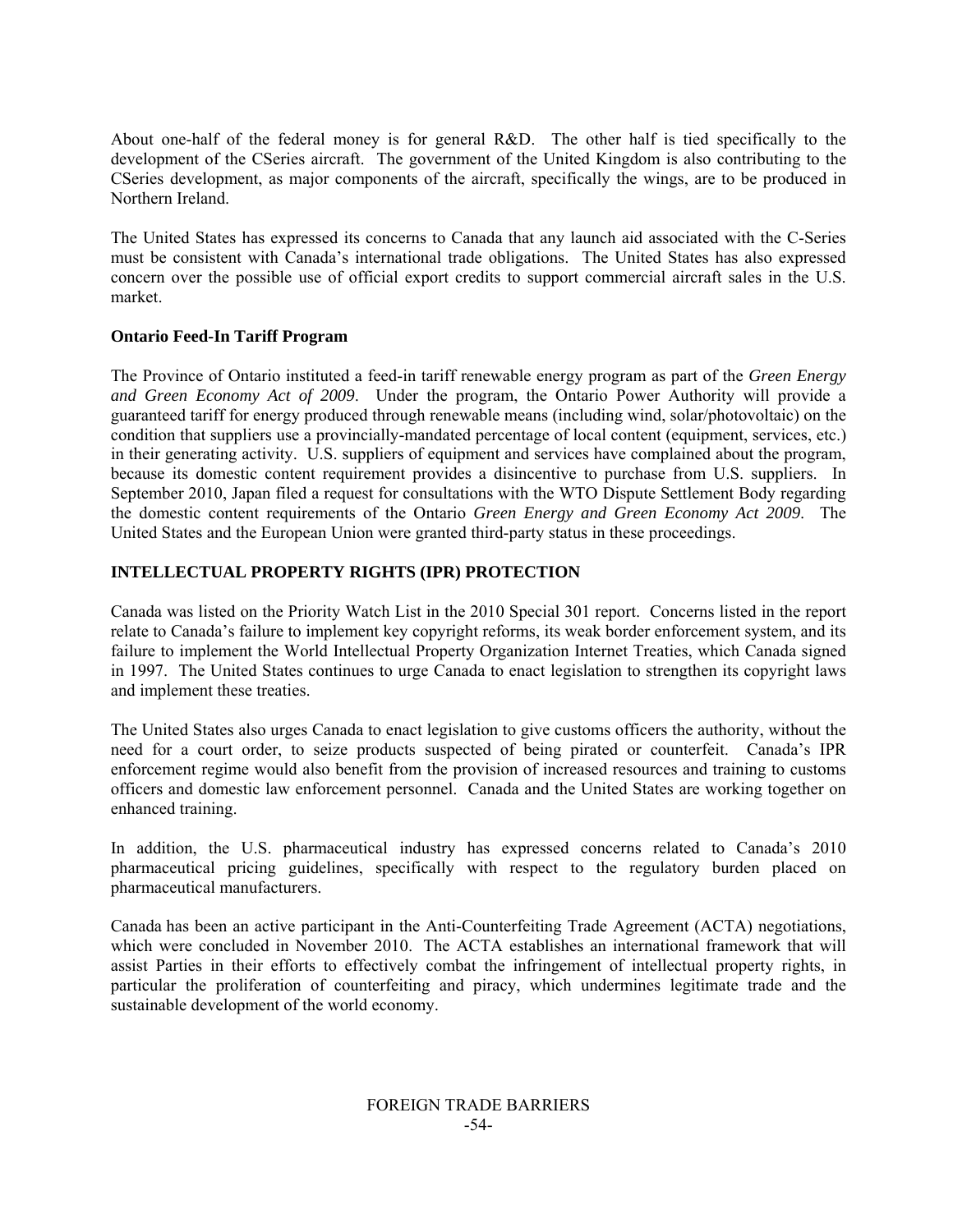About one-half of the federal money is for general R&D. The other half is tied specifically to the development of the CSeries aircraft. The government of the United Kingdom is also contributing to the CSeries development, as major components of the aircraft, specifically the wings, are to be produced in Northern Ireland.

The United States has expressed its concerns to Canada that any launch aid associated with the C-Series must be consistent with Canada's international trade obligations. The United States has also expressed concern over the possible use of official export credits to support commercial aircraft sales in the U.S. market.

**Ontario Feed-In Tariff Program**

The Province of Ontario instituted a feed-in tariff renewable energy program as part of the *Green Energy and Green Economy Act of 2009*. Under the program, the Ontario Power Authority will provide a guaranteed tariff for energy produced through renewable means (including wind, solar/photovoltaic) on the condition that suppliers use a provincially-mandated percentage of local content (equipment, services, etc.) in their generating activity. U.S. suppliers of equipment and services have complained about the program, because its domestic content requirement provides a disincentive to purchase from U.S. suppliers. In September 2010, Japan filed a request for consultations with the WTO Dispute Settlement Body regarding the domestic content requirements of the Ontario *Green Energy and Green Economy Act 2009*. The United States and the European Union were granted third-party status in these proceedings.

## INTELLECTUAL PROPERTY RIGHTS (IPR) PROTECTION

Canada was listed on the Priority Watch List in the 2010 Special 301 report. Concerns listed in the report relate to Canada's failure to implement key copyright reforms, its weak border enforcement system, and its failure to implement the World Intellectual Property Organization Internet Treaties, which Canada signed in 1997. The United States continues to urge Canada to enact legislation to strengthen its copyright laws and implement these treaties.

The United States also urges Canada to enact legislation to give customs officers the authority, without the need for a court order, to seize products suspected of being pirated or counterfeit. Canada's IPR enforcement regime would also benefit from the provision of increased resources and training to customs officers and domestic law enforcement personnel. Canada and the United States are working together on enhanced training.

In addition, the U.S. pharmaceutical industry has expressed concerns related to Canada's 2010 pharmaceutical pricing guidelines, specifically with respect to the regulatory burden placed on pharmaceutical manufacturers.

Canada has been an active participant in the Anti-Counterfeiting Trade Agreement (ACTA) negotiations, which were concluded in November 2010. The ACTA establishes an international framework that will assist Parties in their efforts to effectively combat the infringement of intellectual property rights, in particular the proliferation of counterfeiting and piracy, which undermines legitimate trade and the sustainable development of the world economy.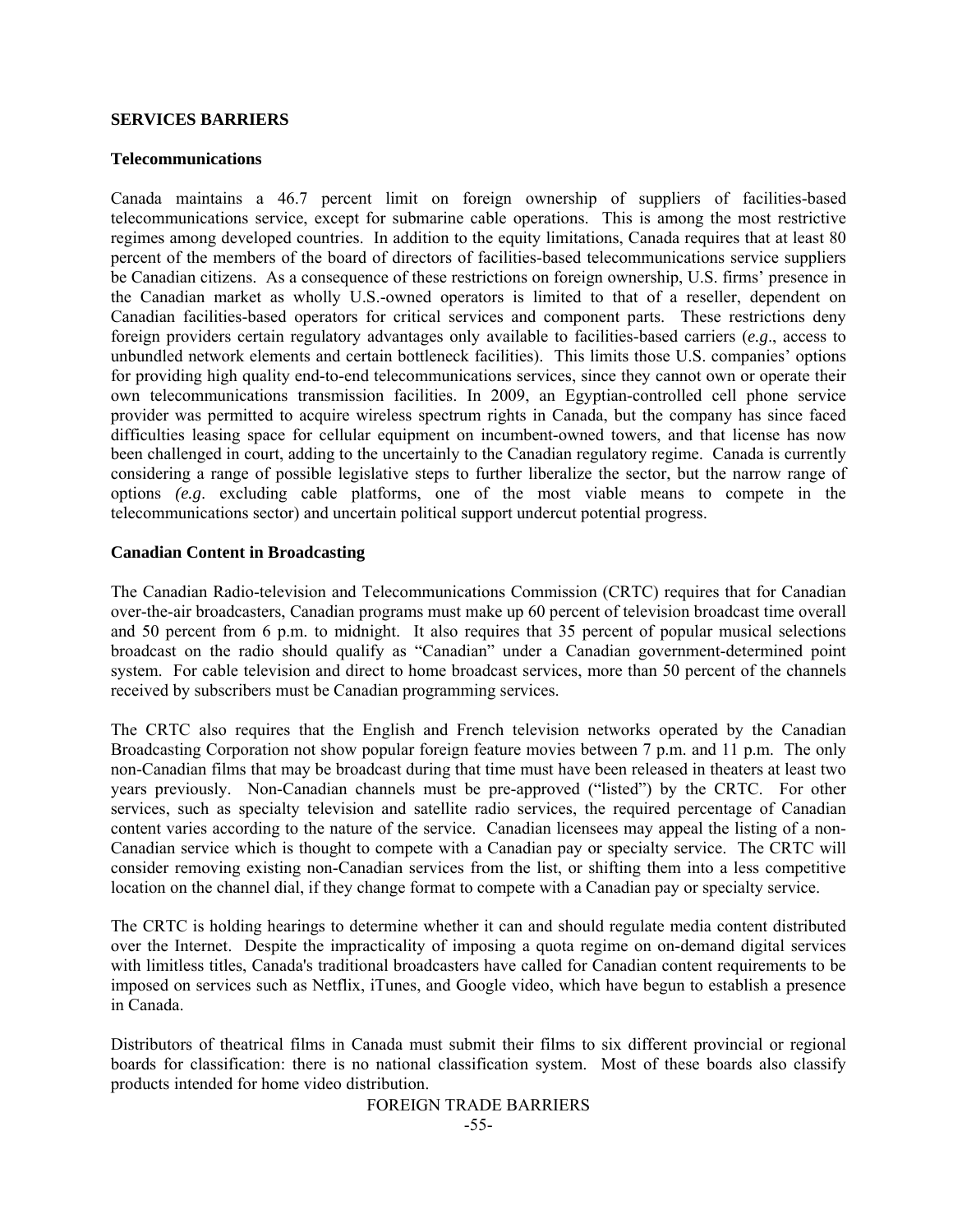## SERVICES BARRIERS

### Telecommunications

Canada maintains a 46.7 percent limit on foreign ownership of suppliers of facilities-based telecommunications service, except for submarine cable operations. This is among the most restrictive regimes among developed countries. In addition to the equity limitations, Canada requires that at least 80 percent of the members of the board of directors of facilities-based telecommunications service suppliers be Canadian citizens. As a consequence of these restrictions on foreign ownership, U.S. firms' presence in the Canadian market as wholly U.S.-owned operators is limited to that of a reseller, dependent on Canadian facilities-based operators for critical services and component parts. These restrictions deny foreign providers certain regulatory advantages only available to facilities-based carriers (*e.g*., access to unbundled network elements and certain bottleneck facilities). This limits those U.S. companies' options for providing high quality end-to-end telecommunications services, since they cannot own or operate their own telecommunications transmission facilities. In 2009, an Egyptian-controlled cell phone service provider was permitted to acquire wireless spectrum rights in Canada, but the company has since faced difficulties leasing space for cellular equipment on incumbent-owned towers, and that license has now been challenged in court, adding to the uncertainly to the Canadian regulatory regime. Canada is currently considering a range of possible legislative steps to further liberalize the sector, but the narrow range of options *(e.g*. excluding cable platforms, one of the most viable means to compete in the telecommunications sector) and uncertain political support undercut potential progress.

### Canadian Content in Broadcasting

The Canadian Radio-television and Telecommunications Commission (CRTC) requires that for Canadian over-the-air broadcasters, Canadian programs must make up 60 percent of television broadcast time overall and 50 percent from 6 p.m. to midnight. It also requires that 35 percent of popular musical selections broadcast on the radio should qualify as "Canadian" under a Canadian government-determined point system. For cable television and direct to home broadcast services, more than 50 percent of the channels received by subscribers must be Canadian programming services.

The CRTC also requires that the English and French television networks operated by the Canadian Broadcasting Corporation not show popular foreign feature movies between 7 p.m. and 11 p.m. The only non-Canadian films that may be broadcast during that time must have been released in theaters at least two years previously. Non-Canadian channels must be pre-approved ("listed") by the CRTC. For other services, such as specialty television and satellite radio services, the required percentage of Canadian content varies according to the nature of the service. Canadian licensees may appeal the listing of a non-Canadian service which is thought to compete with a Canadian pay or specialty service. The CRTC will consider removing existing non-Canadian services from the list, or shifting them into a less competitive location on the channel dial, if they change format to compete with a Canadian pay or specialty service.

The CRTC is holding hearings to determine whether it can and should regulate media content distributed over the Internet. Despite the impracticality of imposing a quota regime on on-demand digital services with limitless titles, Canada's traditional broadcasters have called for Canadian content requirements to be imposed on services such as Netflix, iTunes, and Google video, which have begun to establish a presence in Canada.

Distributors of theatrical films in Canada must submit their films to six different provincial or regional boards for classification: there is no national classification system. Most of these boards also classify products intended for home video distribution.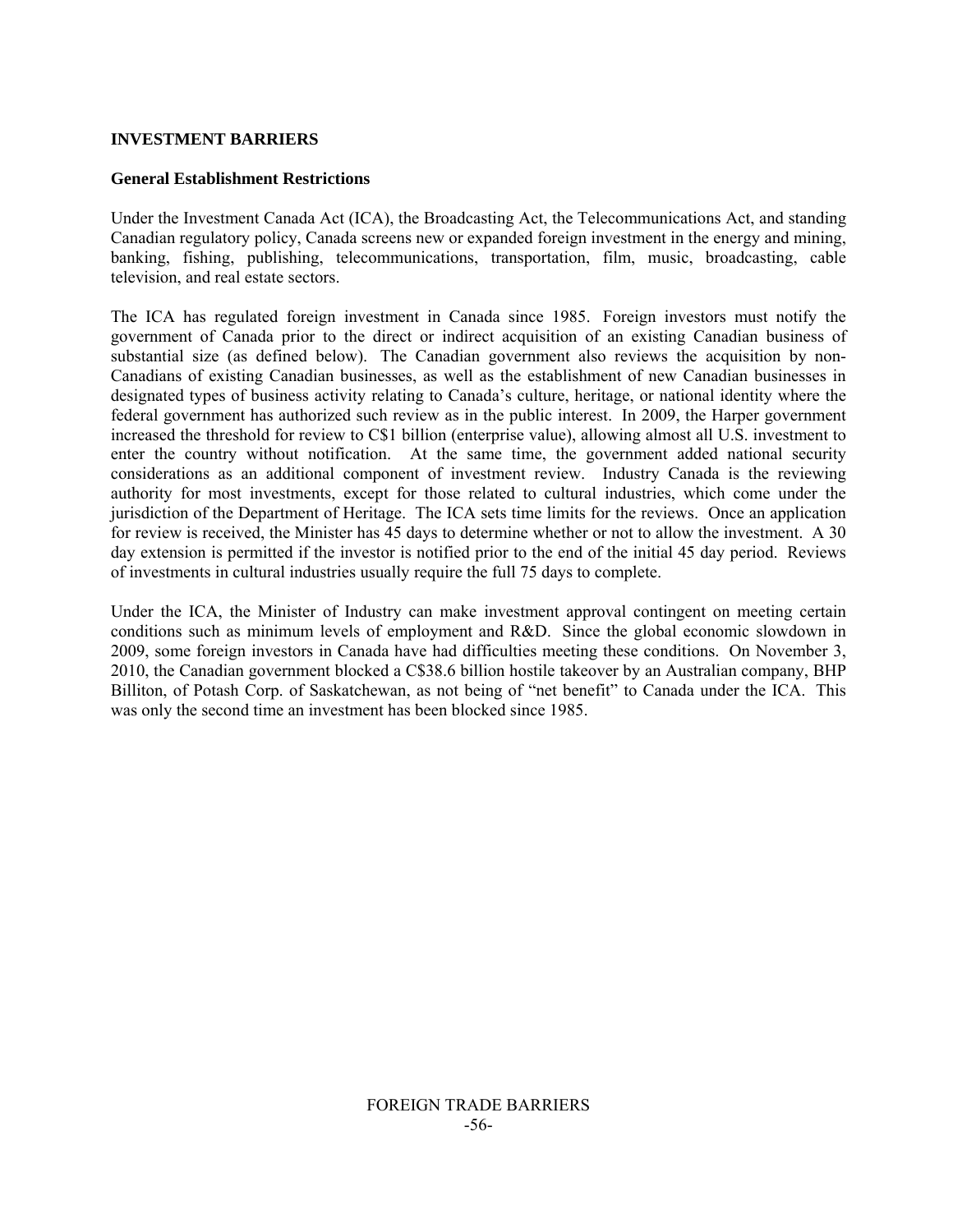## INVESTMENT BARRIERS

### General Establishment Restrictions

Under the Investment Canada Act (ICA), the Broadcasting Act, the Telecommunications Act, and standing Canadian regulatory policy, Canada screens new or expanded foreign investment in the energy and mining, banking, fishing, publishing, telecommunications, transportation, film, music, broadcasting, cable television, and real estate sectors.

The ICA has regulated foreign investment in Canada since 1985. Foreign investors must notify the government of Canada prior to the direct or indirect acquisition of an existing Canadian business of substantial size (as defined below). The Canadian government also reviews the acquisition by non-Canadians of existing Canadian businesses, as well as the establishment of new Canadian businesses in designated types of business activity relating to Canada's culture, heritage, or national identity where the federal government has authorized such review as in the public interest. In 2009, the Harper government increased the threshold for review to C$1 billion (enterprise value), allowing almost all U.S. investment to enter the country without notification. At the same time, the government added national security considerations as an additional component of investment review. Industry Canada is the reviewing authority for most investments, except for those related to cultural industries, which come under the jurisdiction of the Department of Heritage. The ICA sets time limits for the reviews. Once an application for review is received, the Minister has 45 days to determine whether or not to allow the investment. A 30 day extension is permitted if the investor is notified prior to the end of the initial 45 day period. Reviews of investments in cultural industries usually require the full 75 days to complete.

Under the ICA, the Minister of Industry can make investment approval contingent on meeting certain conditions such as minimum levels of employment and R&D. Since the global economic slowdown in 2009, some foreign investors in Canada have had difficulties meeting these conditions. On November 3, 2010, the Canadian government blocked a C$38.6 billion hostile takeover by an Australian company, BHP Billiton, of Potash Corp. of Saskatchewan, as not being of "net benefit" to Canada under the ICA. This was only the second time an investment has been blocked since 1985.